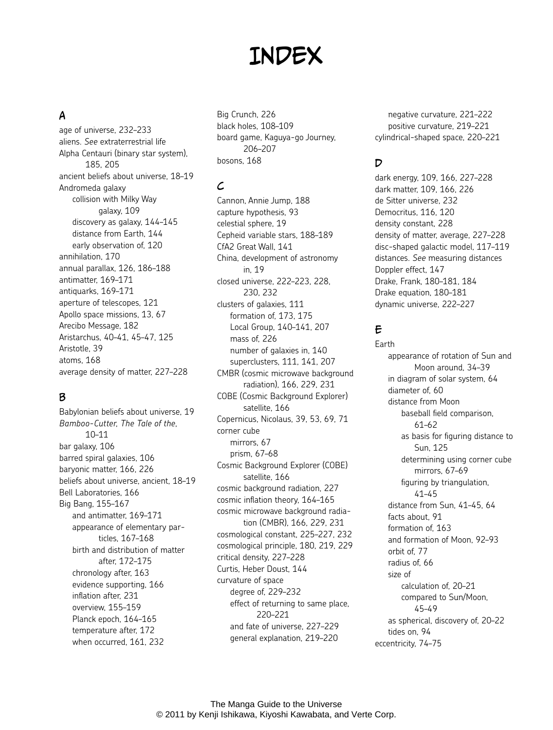# INDEX

## A

- age of universe, 232–233
- aliens. *See* extraterrestrial life
- Alpha Centauri (binary star system), 185, 205
- ancient beliefs about universe, 18–19
- Andromeda galaxy
  - collision with Milky Way galaxy, 109
  - discovery as galaxy, 144–145
  - distance from Earth, 144
  - early observation of, 120
- annihilation, 170
- annual parallax, 126, 186–188
- antimatter, 169–171
- antiquarks, 169–171
- aperture of telescopes, 121
- Apollo space missions, 13, 67
- Arecibo Message, 182
- Aristarchus, 40–41, 45–47, 125
- Aristotle, 39
- atoms, 168
- average density of matter, 227–228

## B

- Babylonian beliefs about universe, 19
- *Bamboo-Cutter, The Tale of the*, 10–11
- bar galaxy, 106
- barred spiral galaxies, 106
- baryonic matter, 166, 226
- beliefs about universe, ancient, 18–19
- Bell Laboratories, 166
- Big Bang, 155–167
  - and antimatter, 169–171
  - appearance of elementary particles, 167–168
  - birth and distribution of matter after, 172–175
  - chronology after, 163
  - evidence supporting, 166
  - inflation after, 231
  - overview, 155–159
  - Planck epoch, 164–165
  - temperature after, 172
  - when occurred, 161, 232
- Big Crunch, 226
- black holes, 108–109
- board game, Kaguya-go Journey, 206–207
- bosons, 168

## C

- Cannon, Annie Jump, 188
- capture hypothesis, 93
- celestial sphere, 19
- Cepheid variable stars, 188–189
- CfA2 Great Wall, 141
- China, development of astronomy in, 19
- closed universe, 222–223, 228, 230, 232
- clusters of galaxies, 111
  - formation of, 173, 175
  - Local Group, 140–141, 207
  - mass of, 226
  - number of galaxies in, 140
  - superclusters, 111, 141, 207
- CMBR (cosmic microwave background radiation), 166, 229, 231
- COBE (Cosmic Background Explorer) satellite, 166
- Copernicus, Nicolaus, 39, 53, 69, 71
- corner cube
  - mirrors, 67
  - prism, 67–68
- Cosmic Background Explorer (COBE) satellite, 166
- cosmic background radiation, 227
- cosmic inflation theory, 164–165
- cosmic microwave background radiation (CMBR), 166, 229, 231
- cosmological constant, 225–227, 232
- cosmological principle, 180, 219, 229
- critical density, 227–228
- Curtis, Heber Doust, 144
- curvature of space
  - degree of, 229–232
  - effect of returning to same place, 220–221
  - and fate of universe, 227–229
  - general explanation, 219–220
  - negative curvature, 221–222
  - positive curvature, 219–221
- cylindrical-shaped space, 220–221

## D

- dark energy, 109, 166, 227–228
- dark matter, 109, 166, 226
- de Sitter universe, 232
- Democritus, 116, 120
- density constant, 228
- density of matter, average, 227–228
- disc-shaped galactic model, 117–119
- distances. *See* measuring distances
- Doppler effect, 147
- Drake, Frank, 180–181, 184
- Drake equation, 180–181
- dynamic universe, 222–227

## E

- Earth
  - appearance of rotation of Sun and Moon around, 34–39
  - in diagram of solar system, 64
  - diameter of, 60
  - distance from Moon
    - baseball field comparison, 61–62
    - as basis for figuring distance to Sun, 125
    - determining using corner cube mirrors, 67–69
    - figuring by triangulation, 41–45
  - distance from Sun, 41–45, 64
  - facts about, 91
  - formation of, 163
  - and formation of Moon, 92–93
  - orbit of, 77
  - radius of, 66
  - size of
    - calculation of, 20–21
    - compared to Sun/Moon, 45–49
  - as spherical, discovery of, 20–22
  - tides on, 94
- eccentricity, 74–75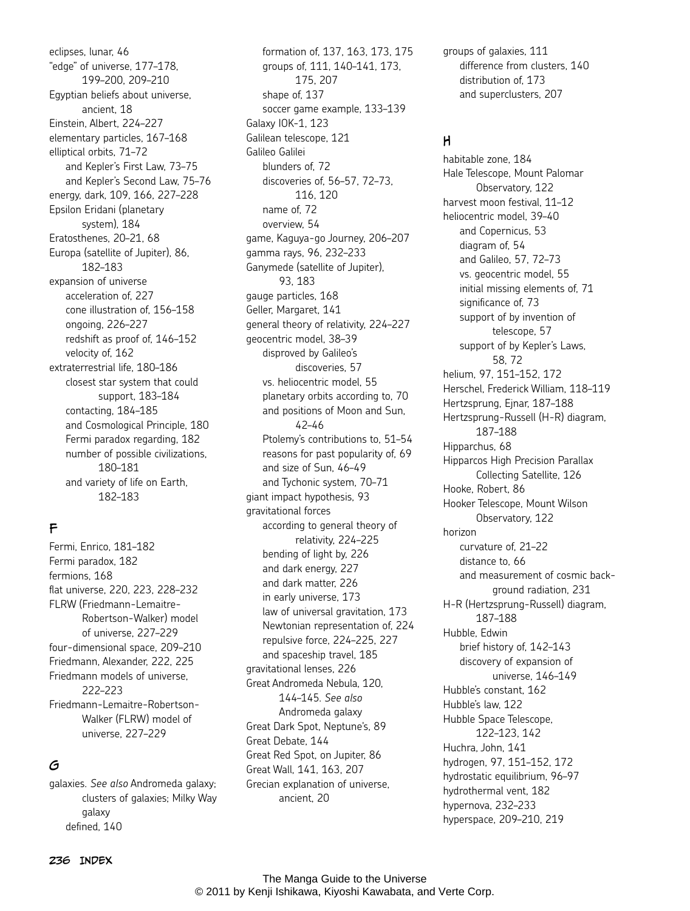eclipses, lunar, 46
"edge" of universe, 177–178, 199–200, 209–210
Egyptian beliefs about universe, ancient, 18
Einstein, Albert, 224–227
elementary particles, 167–168
elliptical orbits, 71–72
  - and Kepler's First Law, 73–75
  - and Kepler's Second Law, 75–76

energy, dark, 109, 166, 227–228
Epsilon Eridani (planetary system), 184
Eratosthenes, 20–21, 68
Europa (satellite of Jupiter), 86, 182–183
expansion of universe
  - acceleration of, 227
  - cone illustration of, 156–158
  - ongoing, 226–227
  - redshift as proof of, 146–152
  - velocity of, 162

extraterrestrial life, 180–186
  - closest star system that could support, 183–184
  - contacting, 184–185
  - and Cosmological Principle, 180
  - Fermi paradox regarding, 182
  - number of possible civilizations, 180–181
  - and variety of life on Earth, 182–183

## F

Fermi, Enrico, 181–182
Fermi paradox, 182
fermions, 168
flat universe, 220, 223, 228–232
FLRW (Friedmann-Lemaitre-Robertson-Walker) model of universe, 227–229
four-dimensional space, 209–210
Friedmann, Alexander, 222, 225
Friedmann models of universe, 222–223
Friedmann-Lemaitre-Robertson-Walker (FLRW) model of universe, 227–229

## G

galaxies. *See also* Andromeda galaxy; clusters of galaxies; Milky Way galaxy
  - defined, 140
  - formation of, 137, 163, 173, 175
  - groups of, 111, 140–141, 173, 175, 207
  - shape of, 137
  - soccer game example, 133–139

Galaxy IOK-1, 123
Galilean telescope, 121
Galileo Galilei
  - blunders of, 72
  - discoveries of, 56–57, 72–73, 116, 120
  - name of, 72
  - overview, 54

game, Kaguya-go Journey, 206–207
gamma rays, 96, 232–233
Ganymede (satellite of Jupiter), 93, 183
gauge particles, 168
Geller, Margaret, 141
general theory of relativity, 224–227
geocentric model, 38–39
  - disproved by Galileo's discoveries, 57
  - vs. heliocentric model, 55
  - planetary orbits according to, 70
  - and positions of Moon and Sun, 42–46
  - Ptolemy's contributions to, 51–54
  - reasons for past popularity of, 69
  - and size of Sun, 46–49
  - and Tychonic system, 70–71

giant impact hypothesis, 93
gravitational forces
  - according to general theory of relativity, 224–225
  - bending of light by, 226
  - and dark energy, 227
  - and dark matter, 226
  - in early universe, 173
  - law of universal gravitation, 173
  - Newtonian representation of, 224
  - repulsive force, 224–225, 227
  - and spaceship travel, 185

gravitational lenses, 226
Great Andromeda Nebula, 120, 144–145. *See also* Andromeda galaxy
Great Dark Spot, Neptune's, 89
Great Debate, 144
Great Red Spot, on Jupiter, 86
Great Wall, 141, 163, 207
Grecian explanation of universe, ancient, 20
groups of galaxies, 111
  - difference from clusters, 140
  - distribution of, 173
  - and superclusters, 207

## H

habitable zone, 184
Hale Telescope, Mount Palomar Observatory, 122
harvest moon festival, 11–12
heliocentric model, 39–40
  - and Copernicus, 53
  - diagram of, 54
  - and Galileo, 57, 72–73
  - vs. geocentric model, 55
  - initial missing elements of, 71
  - significance of, 73
  - support of by invention of telescope, 57
  - support of by Kepler's Laws, 58, 72

helium, 97, 151–152, 172
Herschel, Frederick William, 118–119
Hertzsprung, Ejnar, 187–188
Hertzsprung-Russell (H-R) diagram, 187–188
Hipparchus, 68
Hipparcos High Precision Parallax Collecting Satellite, 126
Hooke, Robert, 86
Hooker Telescope, Mount Wilson Observatory, 122
horizon
  - curvature of, 21–22
  - distance to, 66
  - and measurement of cosmic background radiation, 231

H-R (Hertzsprung-Russell) diagram, 187–188
Hubble, Edwin
  - brief history of, 142–143
  - discovery of expansion of universe, 146–149

Hubble's constant, 162
Hubble's law, 122
Hubble Space Telescope, 122–123, 142
Huchra, John, 141
hydrogen, 97, 151–152, 172
hydrostatic equilibrium, 96–97
hydrothermal vent, 182
hypernova, 232–233
hyperspace, 209–210, 219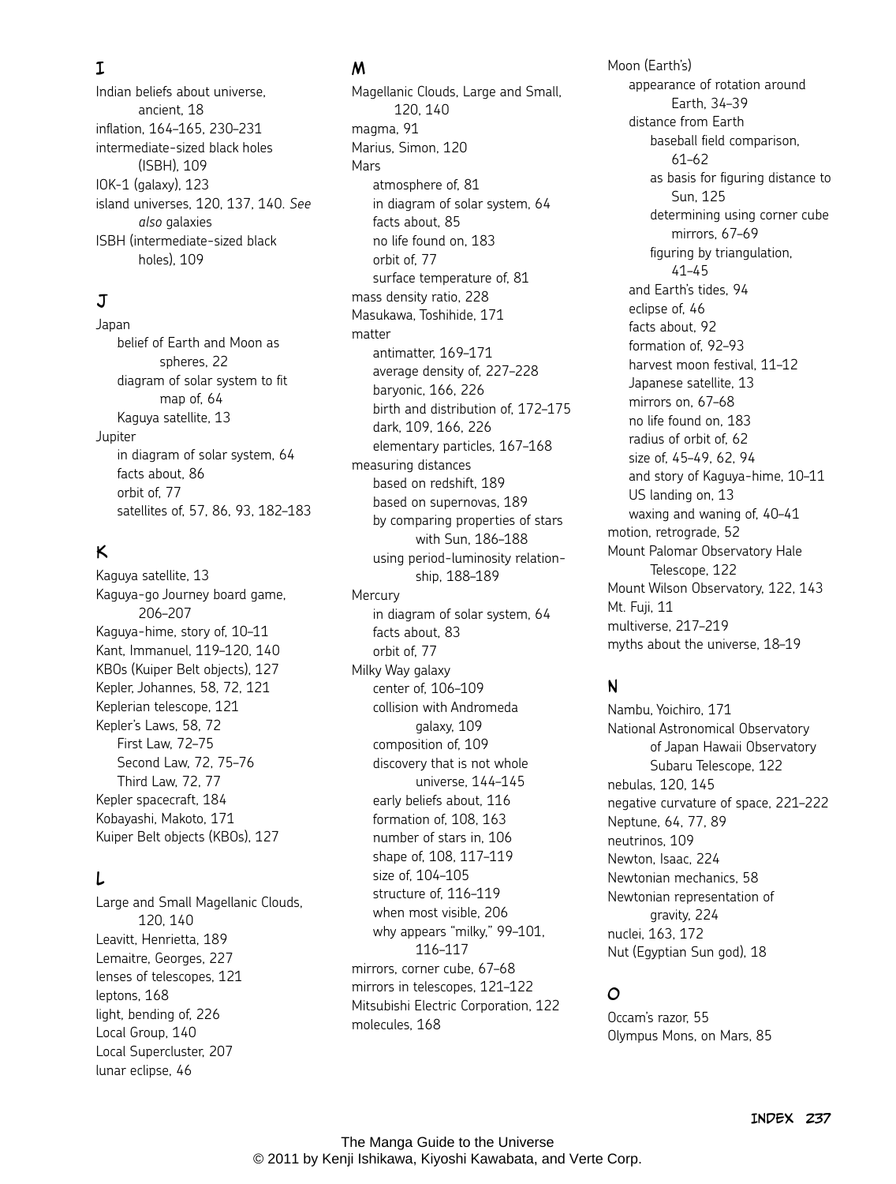## I

Indian beliefs about universe, ancient, 18
inflation, 164–165, 230–231
intermediate-sized black holes (ISBH), 109
IOK-1 (galaxy), 123
island universes, 120, 137, 140. *See also* galaxies
ISBH (intermediate-sized black holes), 109

## J

Japan
- belief of Earth and Moon as spheres, 22
- diagram of solar system to fit map of, 64
- Kaguya satellite, 13

Jupiter
- in diagram of solar system, 64
- facts about, 86
- orbit of, 77
- satellites of, 57, 86, 93, 182–183

## K

Kaguya satellite, 13
Kaguya-go Journey board game, 206–207
Kaguya-hime, story of, 10–11
Kant, Immanuel, 119–120, 140
KBOs (Kuiper Belt objects), 127
Kepler, Johannes, 58, 72, 121
Keplerian telescope, 121
Kepler's Laws, 58, 72
- First Law, 72–75
- Second Law, 72, 75–76
- Third Law, 72, 77

Kepler spacecraft, 184
Kobayashi, Makoto, 171
Kuiper Belt objects (KBOs), 127

## L

Large and Small Magellanic Clouds, 120, 140
Leavitt, Henrietta, 189
Lemaitre, Georges, 227
lenses of telescopes, 121
leptons, 168
light, bending of, 226
Local Group, 140
Local Supercluster, 207
lunar eclipse, 46

## M

Magellanic Clouds, Large and Small, 120, 140
magma, 91
Marius, Simon, 120
Mars
- atmosphere of, 81
- in diagram of solar system, 64
- facts about, 85
- no life found on, 183
- orbit of, 77
- surface temperature of, 81

mass density ratio, 228
Masukawa, Toshihide, 171
matter
- antimatter, 169–171
- average density of, 227–228
- baryonic, 166, 226
- birth and distribution of, 172–175
- dark, 109, 166, 226
- elementary particles, 167–168

measuring distances
- based on redshift, 189
- based on supernovas, 189
- by comparing properties of stars with Sun, 186–188
- using period-luminosity relationship, 188–189

Mercury
- in diagram of solar system, 64
- facts about, 83
- orbit of, 77

Milky Way galaxy
- center of, 106–109
- collision with Andromeda galaxy, 109
- composition of, 109
- discovery that is not whole universe, 144–145
- early beliefs about, 116
- formation of, 108, 163
- number of stars in, 106
- shape of, 108, 117–119
- size of, 104–105
- structure of, 116–119
- when most visible, 206
- why appears "milky," 99–101, 116–117

mirrors, corner cube, 67–68
mirrors in telescopes, 121–122
Mitsubishi Electric Corporation, 122
molecules, 168
Moon (Earth's)
- appearance of rotation around Earth, 34–39
- distance from Earth
  - baseball field comparison, 61–62
  - as basis for figuring distance to Sun, 125
  - determining using corner cube mirrors, 67–69
  - figuring by triangulation, 41–45
- and Earth's tides, 94
- eclipse of, 46
- facts about, 92
- formation of, 92–93
- harvest moon festival, 11–12
- Japanese satellite, 13
- mirrors on, 67–68
- no life found on, 183
- radius of orbit of, 62
- size of, 45–49, 62, 94
- and story of Kaguya-hime, 10–11
- US landing on, 13
- waxing and waning of, 40–41

motion, retrograde, 52
Mount Palomar Observatory Hale Telescope, 122
Mount Wilson Observatory, 122, 143
Mt. Fuji, 11
multiverse, 217–219
myths about the universe, 18–19

## N

Nambu, Yoichiro, 171
National Astronomical Observatory of Japan Hawaii Observatory Subaru Telescope, 122
nebulas, 120, 145
negative curvature of space, 221–222
Neptune, 64, 77, 89
neutrinos, 109
Newton, Isaac, 224
Newtonian mechanics, 58
Newtonian representation of gravity, 224
nuclei, 163, 172
Nut (Egyptian Sun god), 18

## O

Occam's razor, 55
Olympus Mons, on Mars, 85

The Manga Guide to the Universe
© 2011 by Kenji Ishikawa, Kiyoshi Kawabata, and Verte Corp.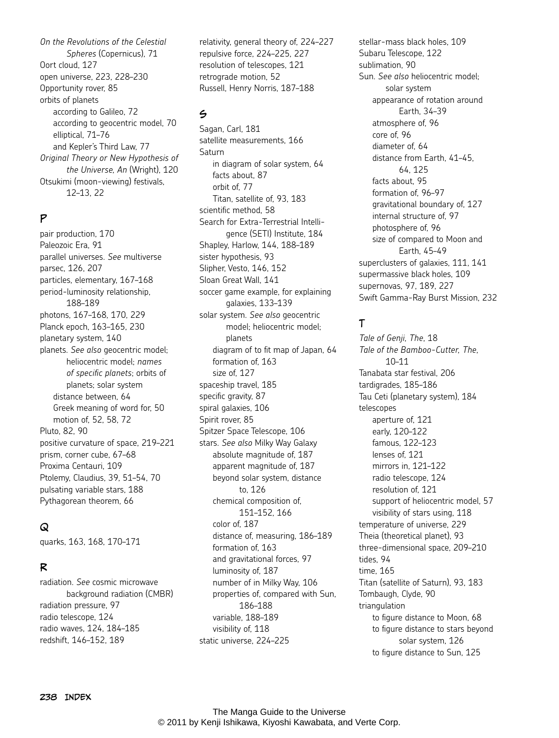*On the Revolutions of the Celestial Spheres* (Copernicus), 71
Oort cloud, 127
open universe, 223, 228–230
Opportunity rover, 85
orbits of planets
- according to Galileo, 72
- according to geocentric model, 70
- elliptical, 71–76
- and Kepler's Third Law, 77

*Original Theory or New Hypothesis of the Universe, An* (Wright), 120
Otsukimi (moon-viewing) festivals, 12–13, 22

## P

pair production, 170
Paleozoic Era, 91
parallel universes. *See* multiverse
parsec, 126, 207
particles, elementary, 167–168
period-luminosity relationship, 188–189
photons, 167–168, 170, 229
Planck epoch, 163–165, 230
planetary system, 140
planets. *See also* geocentric model; heliocentric model; *names of specific planets*; orbits of planets; solar system
- distance between, 64
- Greek meaning of word for, 50
- motion of, 52, 58, 72

Pluto, 82, 90
positive curvature of space, 219–221
prism, corner cube, 67–68
Proxima Centauri, 109
Ptolemy, Claudius, 39, 51–54, 70
pulsating variable stars, 188
Pythagorean theorem, 66

## Q

quarks, 163, 168, 170–171

## R

radiation. *See* cosmic microwave background radiation (CMBR)
radiation pressure, 97
radio telescope, 124
radio waves, 124, 184–185
redshift, 146–152, 189
relativity, general theory of, 224–227
repulsive force, 224–225, 227
resolution of telescopes, 121
retrograde motion, 52
Russell, Henry Norris, 187–188

## S

Sagan, Carl, 181
satellite measurements, 166
Saturn
- in diagram of solar system, 64
- facts about, 87
- orbit of, 77
- Titan, satellite of, 93, 183

scientific method, 58
Search for Extra-Terrestrial Intelligence (SETI) Institute, 184
Shapley, Harlow, 144, 188–189
sister hypothesis, 93
Slipher, Vesto, 146, 152
Sloan Great Wall, 141
soccer game example, for explaining galaxies, 133–139
solar system. *See also* geocentric model; heliocentric model; planets
- diagram of to fit map of Japan, 64
- formation of, 163
- size of, 127

spaceship travel, 185
specific gravity, 87
spiral galaxies, 106
Spirit rover, 85
Spitzer Space Telescope, 106
stars. *See also* Milky Way Galaxy
- absolute magnitude of, 187
- apparent magnitude of, 187
- beyond solar system, distance to, 126
- chemical composition of, 151–152, 166
- color of, 187
- distance of, measuring, 186–189
- formation of, 163
- and gravitational forces, 97
- luminosity of, 187
- number of in Milky Way, 106
- properties of, compared with Sun, 186–188
- variable, 188–189
- visibility of, 118

static universe, 224–225
stellar-mass black holes, 109
Subaru Telescope, 122
sublimation, 90
Sun. *See also* heliocentric model; solar system
- appearance of rotation around Earth, 34–39
- atmosphere of, 96
- core of, 96
- diameter of, 64
- distance from Earth, 41–45, 64, 125
- facts about, 95
- formation of, 96–97
- gravitational boundary of, 127
- internal structure of, 97
- photosphere of, 96
- size of compared to Moon and Earth, 45–49

superclusters of galaxies, 111, 141
supermassive black holes, 109
supernovas, 97, 189, 227
Swift Gamma-Ray Burst Mission, 232

## T

*Tale of Genji, The*, 18
*Tale of the Bamboo-Cutter, The*, 10–11
Tanabata star festival, 206
tardigrades, 185–186
Tau Ceti (planetary system), 184
telescopes
- aperture of, 121
- early, 120–122
- famous, 122–123
- lenses of, 121
- mirrors in, 121–122
- radio telescope, 124
- resolution of, 121
- support of heliocentric model, 57
- visibility of stars using, 118

temperature of universe, 229
Theia (theoretical planet), 93
three-dimensional space, 209–210
tides, 94
time, 165
Titan (satellite of Saturn), 93, 183
Tombaugh, Clyde, 90
triangulation
- to figure distance to Moon, 68
- to figure distance to stars beyond solar system, 126
- to figure distance to Sun, 125

The Manga Guide to the Universe
© 2011 by Kenji Ishikawa, Kiyoshi Kawabata, and Verte Corp.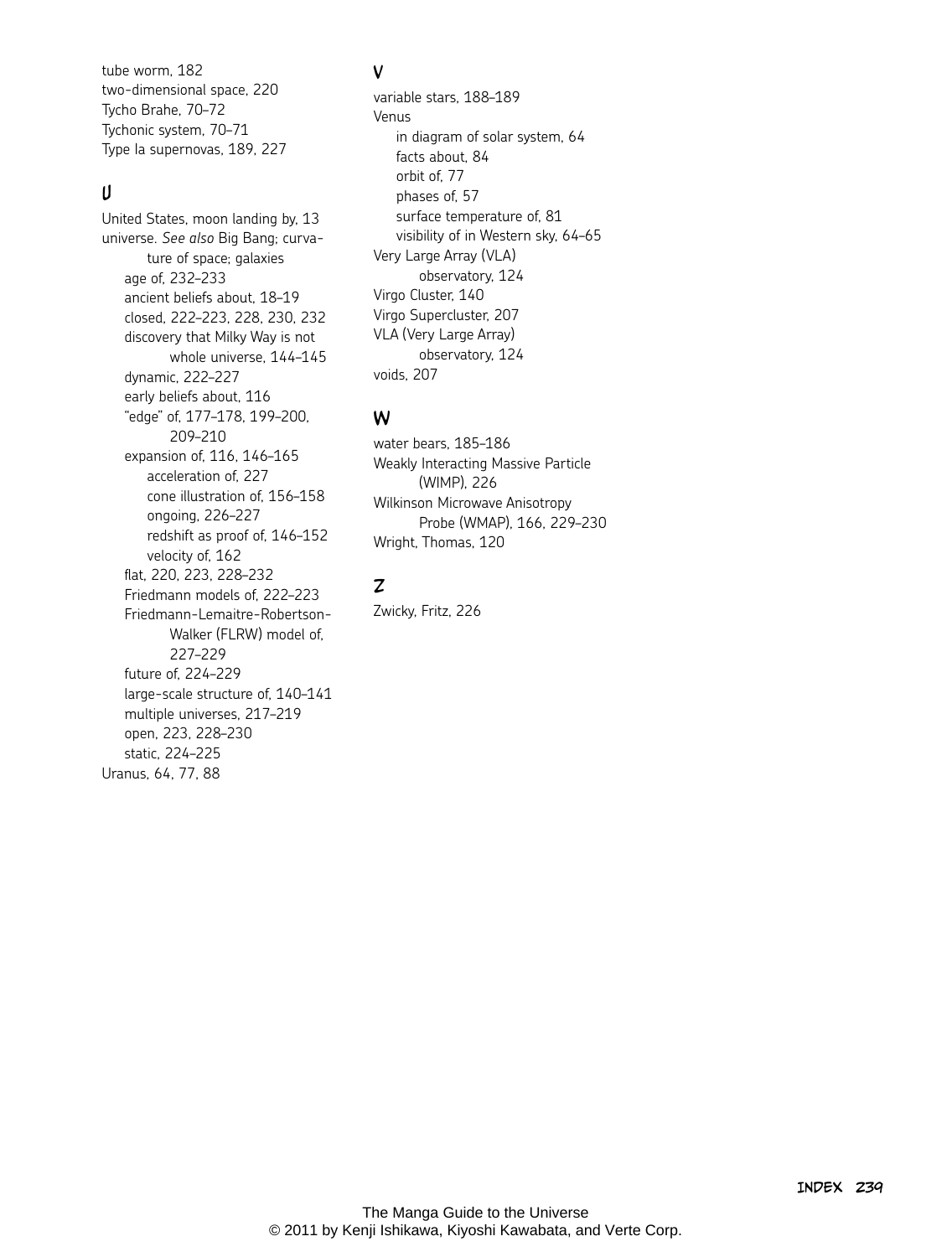tube worm, 182
two-dimensional space, 220
Tycho Brahe, 70–72
Tychonic system, 70–71
Type Ia supernovas, 189, 227

## U

United States, moon landing by, 13
universe. *See also* Big Bang; curvature of space; galaxies
- age of, 232–233
- ancient beliefs about, 18–19
- closed, 222–223, 228, 230, 232
- discovery that Milky Way is not whole universe, 144–145
- dynamic, 222–227
- early beliefs about, 116
- "edge" of, 177–178, 199–200, 209–210
- expansion of, 116, 146–165
  - acceleration of, 227
  - cone illustration of, 156–158
  - ongoing, 226–227
  - redshift as proof of, 146–152
  - velocity of, 162
- flat, 220, 223, 228–232
- Friedmann models of, 222–223
- Friedmann-Lemaitre-Robertson-Walker (FLRW) model of, 227–229
- future of, 224–229
- large-scale structure of, 140–141
- multiple universes, 217–219
- open, 223, 228–230
- static, 224–225

Uranus, 64, 77, 88

## V

variable stars, 188–189
Venus
- in diagram of solar system, 64
- facts about, 84
- orbit of, 77
- phases of, 57
- surface temperature of, 81
- visibility of in Western sky, 64–65

Very Large Array (VLA) observatory, 124
Virgo Cluster, 140
Virgo Supercluster, 207
VLA (Very Large Array) observatory, 124
voids, 207

## W

water bears, 185–186
Weakly Interacting Massive Particle (WIMP), 226
Wilkinson Microwave Anisotropy Probe (WMAP), 166, 229–230
Wright, Thomas, 120

## Z

Zwicky, Fritz, 226

The Manga Guide to the Universe
© 2011 by Kenji Ishikawa, Kiyoshi Kawabata, and Verte Corp.